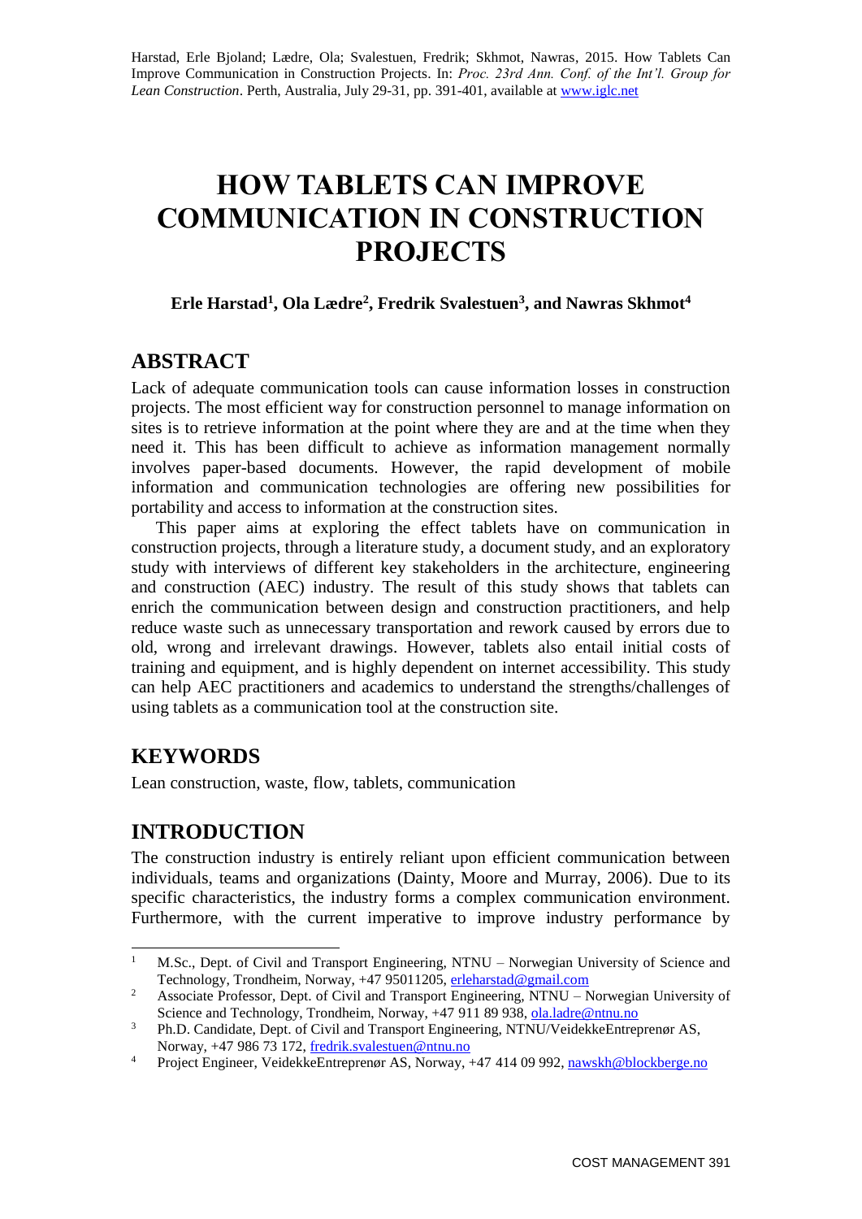Harstad, Erle Bjoland; Lædre, Ola; Svalestuen, Fredrik; Skhmot, Nawras, 2015. How Tablets Can Improve Communication in Construction Projects. In: *Proc. 23rd Ann. Conf. of the Int'l. Group for Lean Construction*. Perth, Australia, July 29-31, pp. 391-401, available at www.iglc.net

# HOW TABLETS CAN IMPROVE COMMUNICATION IN CONSTRUCTION PROJECTS

**Erle Harstad[1], Ola Lædre[2], Fredrik Svalestuen[3], and Nawras Skhmot[4]**

## ABSTRACT

Lack of adequate communication tools can cause information losses in construction projects. The most efficient way for construction personnel to manage information on sites is to retrieve information at the point where they are and at the time when they need it. This has been difficult to achieve as information management normally involves paper-based documents. However, the rapid development of mobile information and communication technologies are offering new possibilities for portability and access to information at the construction sites.

This paper aims at exploring the effect tablets have on communication in construction projects, through a literature study, a document study, and an exploratory study with interviews of different key stakeholders in the architecture, engineering and construction (AEC) industry. The result of this study shows that tablets can enrich the communication between design and construction practitioners, and help reduce waste such as unnecessary transportation and rework caused by errors due to old, wrong and irrelevant drawings. However, tablets also entail initial costs of training and equipment, and is highly dependent on internet accessibility. This study can help AEC practitioners and academics to understand the strengths/challenges of using tablets as a communication tool at the construction site.

## KEYWORDS

Lean construction, waste, flow, tablets, communication

## INTRODUCTION

The construction industry is entirely reliant upon efficient communication between individuals, teams and organizations (Dainty, Moore and Murray, 2006). Due to its specific characteristics, the industry forms a complex communication environment. Furthermore, with the current imperative to improve industry performance by

---

[1] M.Sc., Dept. of Civil and Transport Engineering, NTNU – Norwegian University of Science and Technology, Trondheim, Norway, +47 95011205, erleharstad@gmail.com

[2] Associate Professor, Dept. of Civil and Transport Engineering, NTNU – Norwegian University of Science and Technology, Trondheim, Norway, +47 911 89 938, ola.ladre@ntnu.no

[3] Ph.D. Candidate, Dept. of Civil and Transport Engineering, NTNU/VeidekkeEntreprenør AS, Norway, +47 986 73 172, fredrik.svalestuen@ntnu.no

[4] Project Engineer, VeidekkeEntreprenør AS, Norway, +47 414 09 992, nawskh@blockberge.no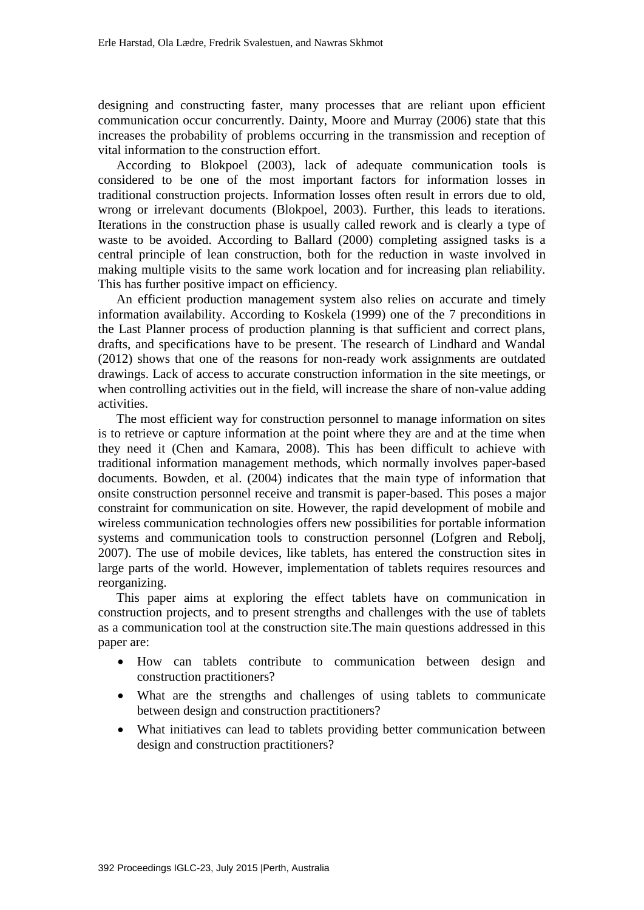designing and constructing faster, many processes that are reliant upon efficient communication occur concurrently. Dainty, Moore and Murray (2006) state that this increases the probability of problems occurring in the transmission and reception of vital information to the construction effort.

According to Blokpoel (2003), lack of adequate communication tools is considered to be one of the most important factors for information losses in traditional construction projects. Information losses often result in errors due to old, wrong or irrelevant documents (Blokpoel, 2003). Further, this leads to iterations. Iterations in the construction phase is usually called rework and is clearly a type of waste to be avoided. According to Ballard (2000) completing assigned tasks is a central principle of lean construction, both for the reduction in waste involved in making multiple visits to the same work location and for increasing plan reliability. This has further positive impact on efficiency.

An efficient production management system also relies on accurate and timely information availability. According to Koskela (1999) one of the 7 preconditions in the Last Planner process of production planning is that sufficient and correct plans, drafts, and specifications have to be present. The research of Lindhard and Wandal (2012) shows that one of the reasons for non-ready work assignments are outdated drawings. Lack of access to accurate construction information in the site meetings, or when controlling activities out in the field, will increase the share of non-value adding activities.

The most efficient way for construction personnel to manage information on sites is to retrieve or capture information at the point where they are and at the time when they need it (Chen and Kamara, 2008). This has been difficult to achieve with traditional information management methods, which normally involves paper-based documents. Bowden, et al. (2004) indicates that the main type of information that onsite construction personnel receive and transmit is paper-based. This poses a major constraint for communication on site. However, the rapid development of mobile and wireless communication technologies offers new possibilities for portable information systems and communication tools to construction personnel (Lofgren and Rebolj, 2007). The use of mobile devices, like tablets, has entered the construction sites in large parts of the world. However, implementation of tablets requires resources and reorganizing.

This paper aims at exploring the effect tablets have on communication in construction projects, and to present strengths and challenges with the use of tablets as a communication tool at the construction site.The main questions addressed in this paper are:

- How can tablets contribute to communication between design and construction practitioners?
- What are the strengths and challenges of using tablets to communicate between design and construction practitioners?
- What initiatives can lead to tablets providing better communication between design and construction practitioners?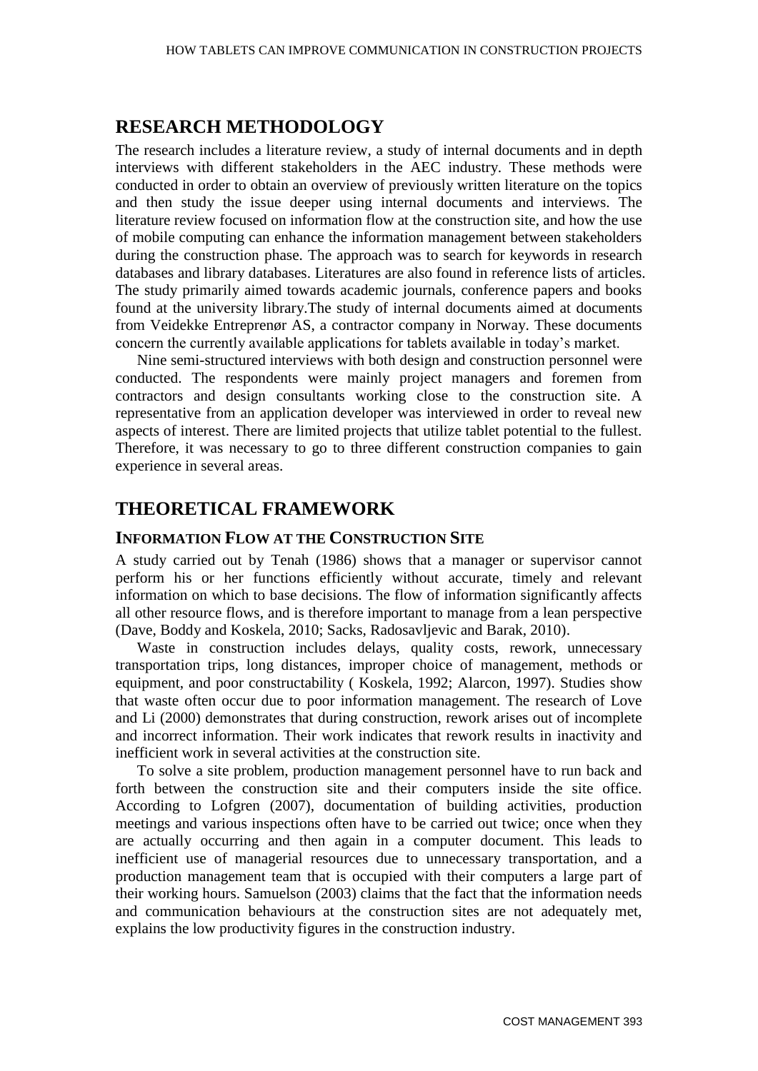## RESEARCH METHODOLOGY

The research includes a literature review, a study of internal documents and in depth interviews with different stakeholders in the AEC industry. These methods were conducted in order to obtain an overview of previously written literature on the topics and then study the issue deeper using internal documents and interviews. The literature review focused on information flow at the construction site, and how the use of mobile computing can enhance the information management between stakeholders during the construction phase. The approach was to search for keywords in research databases and library databases. Literatures are also found in reference lists of articles. The study primarily aimed towards academic journals, conference papers and books found at the university library.The study of internal documents aimed at documents from Veidekke Entreprenør AS, a contractor company in Norway. These documents concern the currently available applications for tablets available in today's market.

Nine semi-structured interviews with both design and construction personnel were conducted. The respondents were mainly project managers and foremen from contractors and design consultants working close to the construction site. A representative from an application developer was interviewed in order to reveal new aspects of interest. There are limited projects that utilize tablet potential to the fullest. Therefore, it was necessary to go to three different construction companies to gain experience in several areas.

## THEORETICAL FRAMEWORK

### INFORMATION FLOW AT THE CONSTRUCTION SITE

A study carried out by Tenah (1986) shows that a manager or supervisor cannot perform his or her functions efficiently without accurate, timely and relevant information on which to base decisions. The flow of information significantly affects all other resource flows, and is therefore important to manage from a lean perspective (Dave, Boddy and Koskela, 2010; Sacks, Radosavljevic and Barak, 2010).

Waste in construction includes delays, quality costs, rework, unnecessary transportation trips, long distances, improper choice of management, methods or equipment, and poor constructability ( Koskela, 1992; Alarcon, 1997). Studies show that waste often occur due to poor information management. The research of Love and Li (2000) demonstrates that during construction, rework arises out of incomplete and incorrect information. Their work indicates that rework results in inactivity and inefficient work in several activities at the construction site.

To solve a site problem, production management personnel have to run back and forth between the construction site and their computers inside the site office. According to Lofgren (2007), documentation of building activities, production meetings and various inspections often have to be carried out twice; once when they are actually occurring and then again in a computer document. This leads to inefficient use of managerial resources due to unnecessary transportation, and a production management team that is occupied with their computers a large part of their working hours. Samuelson (2003) claims that the fact that the information needs and communication behaviours at the construction sites are not adequately met, explains the low productivity figures in the construction industry.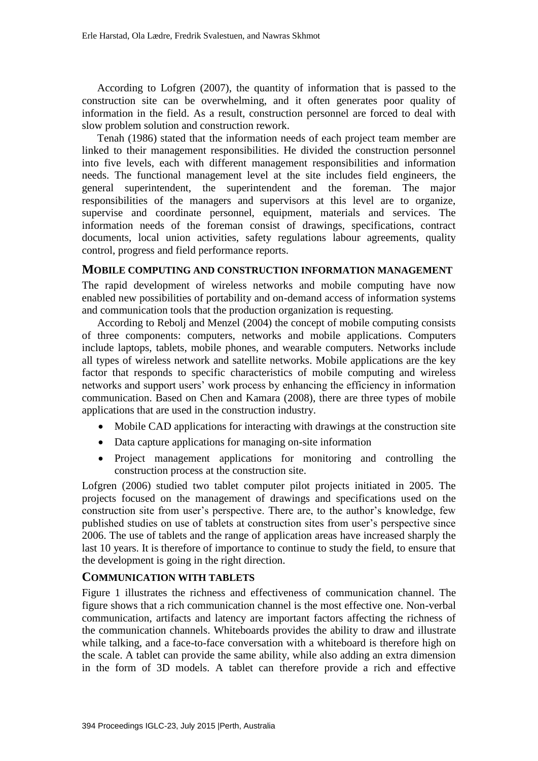According to Lofgren (2007), the quantity of information that is passed to the construction site can be overwhelming, and it often generates poor quality of information in the field. As a result, construction personnel are forced to deal with slow problem solution and construction rework.

Tenah (1986) stated that the information needs of each project team member are linked to their management responsibilities. He divided the construction personnel into five levels, each with different management responsibilities and information needs. The functional management level at the site includes field engineers, the general superintendent, the superintendent and the foreman. The major responsibilities of the managers and supervisors at this level are to organize, supervise and coordinate personnel, equipment, materials and services. The information needs of the foreman consist of drawings, specifications, contract documents, local union activities, safety regulations labour agreements, quality control, progress and field performance reports.

## MOBILE COMPUTING AND CONSTRUCTION INFORMATION MANAGEMENT

The rapid development of wireless networks and mobile computing have now enabled new possibilities of portability and on-demand access of information systems and communication tools that the production organization is requesting.

According to Rebolj and Menzel (2004) the concept of mobile computing consists of three components: computers, networks and mobile applications. Computers include laptops, tablets, mobile phones, and wearable computers. Networks include all types of wireless network and satellite networks. Mobile applications are the key factor that responds to specific characteristics of mobile computing and wireless networks and support users' work process by enhancing the efficiency in information communication. Based on Chen and Kamara (2008), there are three types of mobile applications that are used in the construction industry.

- Mobile CAD applications for interacting with drawings at the construction site
- Data capture applications for managing on-site information
- Project management applications for monitoring and controlling the construction process at the construction site.

Lofgren (2006) studied two tablet computer pilot projects initiated in 2005. The projects focused on the management of drawings and specifications used on the construction site from user's perspective. There are, to the author's knowledge, few published studies on use of tablets at construction sites from user's perspective since 2006. The use of tablets and the range of application areas have increased sharply the last 10 years. It is therefore of importance to continue to study the field, to ensure that the development is going in the right direction.

## COMMUNICATION WITH TABLETS

Figure 1 illustrates the richness and effectiveness of communication channel. The figure shows that a rich communication channel is the most effective one. Non-verbal communication, artifacts and latency are important factors affecting the richness of the communication channels. Whiteboards provides the ability to draw and illustrate while talking, and a face-to-face conversation with a whiteboard is therefore high on the scale. A tablet can provide the same ability, while also adding an extra dimension in the form of 3D models. A tablet can therefore provide a rich and effective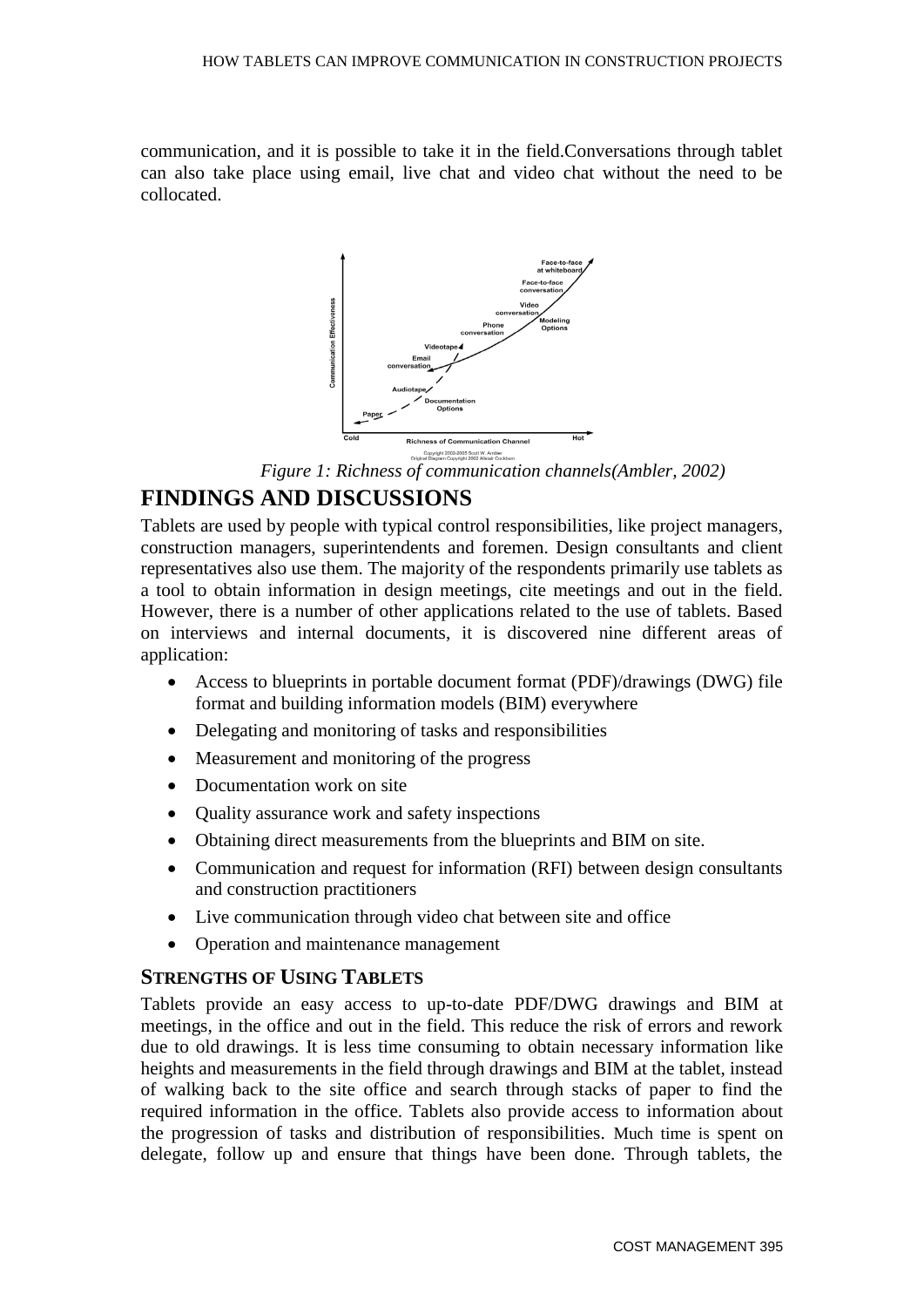communication, and it is possible to take it in the field.Conversations through tablet can also take place using email, live chat and video chat without the need to be collocated.

*Figure 1: Richness of communication channels(Ambler, 2002)*

## FINDINGS AND DISCUSSIONS

Tablets are used by people with typical control responsibilities, like project managers, construction managers, superintendents and foremen. Design consultants and client representatives also use them. The majority of the respondents primarily use tablets as a tool to obtain information in design meetings, cite meetings and out in the field. However, there is a number of other applications related to the use of tablets. Based on interviews and internal documents, it is discovered nine different areas of application:

- Access to blueprints in portable document format (PDF)/drawings (DWG) file format and building information models (BIM) everywhere
- Delegating and monitoring of tasks and responsibilities
- Measurement and monitoring of the progress
- Documentation work on site
- Quality assurance work and safety inspections
- Obtaining direct measurements from the blueprints and BIM on site.
- Communication and request for information (RFI) between design consultants and construction practitioners
- Live communication through video chat between site and office
- Operation and maintenance management

### STRENGTHS OF USING TABLETS

Tablets provide an easy access to up-to-date PDF/DWG drawings and BIM at meetings, in the office and out in the field. This reduce the risk of errors and rework due to old drawings. It is less time consuming to obtain necessary information like heights and measurements in the field through drawings and BIM at the tablet, instead of walking back to the site office and search through stacks of paper to find the required information in the office. Tablets also provide access to information about the progression of tasks and distribution of responsibilities. Much time is spent on delegate, follow up and ensure that things have been done. Through tablets, the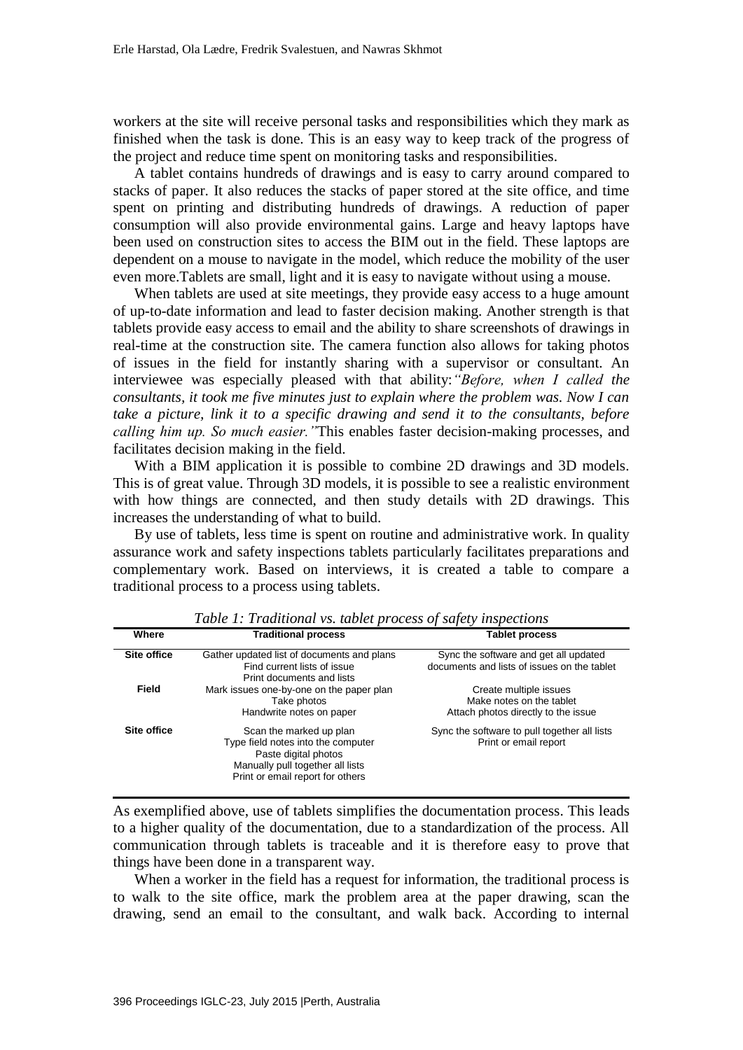workers at the site will receive personal tasks and responsibilities which they mark as finished when the task is done. This is an easy way to keep track of the progress of the project and reduce time spent on monitoring tasks and responsibilities.

A tablet contains hundreds of drawings and is easy to carry around compared to stacks of paper. It also reduces the stacks of paper stored at the site office, and time spent on printing and distributing hundreds of drawings. A reduction of paper consumption will also provide environmental gains. Large and heavy laptops have been used on construction sites to access the BIM out in the field. These laptops are dependent on a mouse to navigate in the model, which reduce the mobility of the user even more.Tablets are small, light and it is easy to navigate without using a mouse.

When tablets are used at site meetings, they provide easy access to a huge amount of up-to-date information and lead to faster decision making. Another strength is that tablets provide easy access to email and the ability to share screenshots of drawings in real-time at the construction site. The camera function also allows for taking photos of issues in the field for instantly sharing with a supervisor or consultant. An interviewee was especially pleased with that ability:*"Before, when I called the consultants, it took me five minutes just to explain where the problem was. Now I can take a picture, link it to a specific drawing and send it to the consultants, before calling him up. So much easier."*This enables faster decision-making processes, and facilitates decision making in the field.

With a BIM application it is possible to combine 2D drawings and 3D models. This is of great value. Through 3D models, it is possible to see a realistic environment with how things are connected, and then study details with 2D drawings. This increases the understanding of what to build.

By use of tablets, less time is spent on routine and administrative work. In quality assurance work and safety inspections tablets particularly facilitates preparations and complementary work. Based on interviews, it is created a table to compare a traditional process to a process using tablets.

*Table 1: Traditional vs. tablet process of safety inspections*

| Where | Traditional process | Tablet process |
|---|---|---|
| **Site office** | Gather updated list of documents and plans<br>Find current lists of issue<br>Print documents and lists | Sync the software and get all updated documents and lists of issues on the tablet |
| **Field** | Mark issues one-by-one on the paper plan<br>Take photos<br>Handwrite notes on paper | Create multiple issues<br>Make notes on the tablet<br>Attach photos directly to the issue |
| **Site office** | Scan the marked up plan<br>Type field notes into the computer<br>Paste digital photos<br>Manually pull together all lists<br>Print or email report for others | Sync the software to pull together all lists<br>Print or email report |

As exemplified above, use of tablets simplifies the documentation process. This leads to a higher quality of the documentation, due to a standardization of the process. All communication through tablets is traceable and it is therefore easy to prove that things have been done in a transparent way.

When a worker in the field has a request for information, the traditional process is to walk to the site office, mark the problem area at the paper drawing, scan the drawing, send an email to the consultant, and walk back. According to internal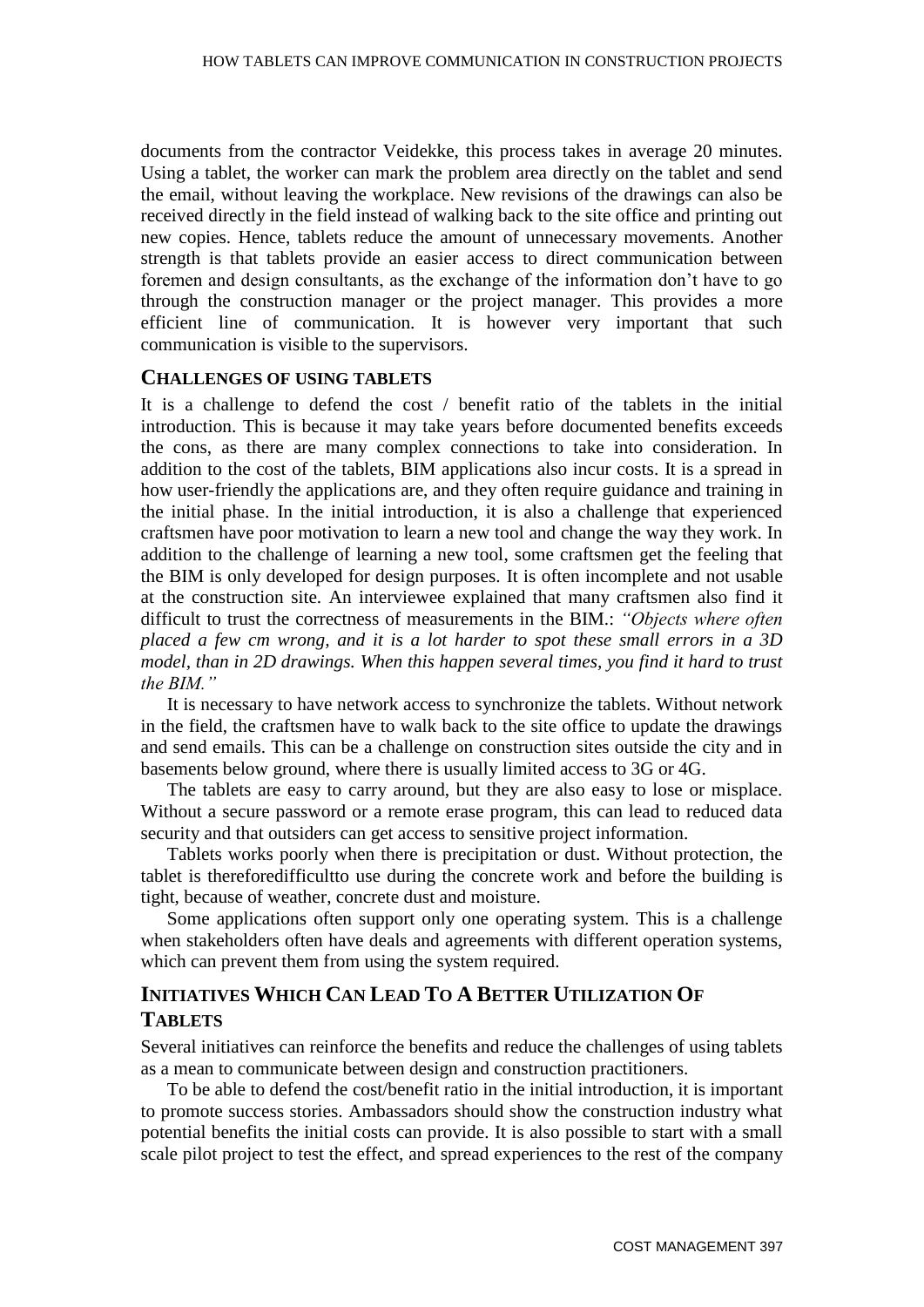documents from the contractor Veidekke, this process takes in average 20 minutes. Using a tablet, the worker can mark the problem area directly on the tablet and send the email, without leaving the workplace. New revisions of the drawings can also be received directly in the field instead of walking back to the site office and printing out new copies. Hence, tablets reduce the amount of unnecessary movements. Another strength is that tablets provide an easier access to direct communication between foremen and design consultants, as the exchange of the information don't have to go through the construction manager or the project manager. This provides a more efficient line of communication. It is however very important that such communication is visible to the supervisors.

### CHALLENGES OF USING TABLETS

It is a challenge to defend the cost / benefit ratio of the tablets in the initial introduction. This is because it may take years before documented benefits exceeds the cons, as there are many complex connections to take into consideration. In addition to the cost of the tablets, BIM applications also incur costs. It is a spread in how user-friendly the applications are, and they often require guidance and training in the initial phase. In the initial introduction, it is also a challenge that experienced craftsmen have poor motivation to learn a new tool and change the way they work. In addition to the challenge of learning a new tool, some craftsmen get the feeling that the BIM is only developed for design purposes. It is often incomplete and not usable at the construction site. An interviewee explained that many craftsmen also find it difficult to trust the correctness of measurements in the BIM.: *"Objects where often placed a few cm wrong, and it is a lot harder to spot these small errors in a 3D model, than in 2D drawings. When this happen several times, you find it hard to trust the BIM."*

It is necessary to have network access to synchronize the tablets. Without network in the field, the craftsmen have to walk back to the site office to update the drawings and send emails. This can be a challenge on construction sites outside the city and in basements below ground, where there is usually limited access to 3G or 4G.

The tablets are easy to carry around, but they are also easy to lose or misplace. Without a secure password or a remote erase program, this can lead to reduced data security and that outsiders can get access to sensitive project information.

Tablets works poorly when there is precipitation or dust. Without protection, the tablet is thereforedifficultto use during the concrete work and before the building is tight, because of weather, concrete dust and moisture.

Some applications often support only one operating system. This is a challenge when stakeholders often have deals and agreements with different operation systems, which can prevent them from using the system required.

### INITIATIVES WHICH CAN LEAD TO A BETTER UTILIZATION OF TABLETS

Several initiatives can reinforce the benefits and reduce the challenges of using tablets as a mean to communicate between design and construction practitioners.

To be able to defend the cost/benefit ratio in the initial introduction, it is important to promote success stories. Ambassadors should show the construction industry what potential benefits the initial costs can provide. It is also possible to start with a small scale pilot project to test the effect, and spread experiences to the rest of the company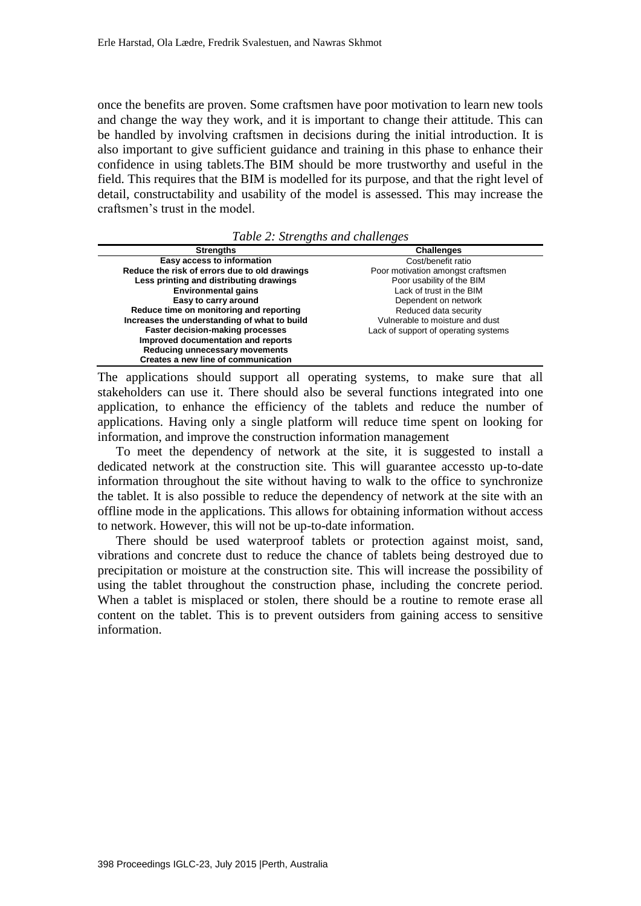once the benefits are proven. Some craftsmen have poor motivation to learn new tools and change the way they work, and it is important to change their attitude. This can be handled by involving craftsmen in decisions during the initial introduction. It is also important to give sufficient guidance and training in this phase to enhance their confidence in using tablets.The BIM should be more trustworthy and useful in the field. This requires that the BIM is modelled for its purpose, and that the right level of detail, constructability and usability of the model is assessed. This may increase the craftsmen's trust in the model.

*Table 2: Strengths and challenges*

| Strengths | Challenges |
|---|---|
| **Easy access to information** | Cost/benefit ratio |
| **Reduce the risk of errors due to old drawings** | Poor motivation amongst craftsmen |
| **Less printing and distributing drawings** | Poor usability of the BIM |
| **Environmental gains** | Lack of trust in the BIM |
| **Easy to carry around** | Dependent on network |
| **Reduce time on monitoring and reporting** | Reduced data security |
| **Increases the understanding of what to build** | Vulnerable to moisture and dust |
| **Faster decision-making processes** | Lack of support of operating systems |
| **Improved documentation and reports** | |
| **Reducing unnecessary movements** | |
| **Creates a new line of communication** | |

The applications should support all operating systems, to make sure that all stakeholders can use it. There should also be several functions integrated into one application, to enhance the efficiency of the tablets and reduce the number of applications. Having only a single platform will reduce time spent on looking for information, and improve the construction information management

To meet the dependency of network at the site, it is suggested to install a dedicated network at the construction site. This will guarantee accessto up-to-date information throughout the site without having to walk to the office to synchronize the tablet. It is also possible to reduce the dependency of network at the site with an offline mode in the applications. This allows for obtaining information without access to network. However, this will not be up-to-date information.

There should be used waterproof tablets or protection against moist, sand, vibrations and concrete dust to reduce the chance of tablets being destroyed due to precipitation or moisture at the construction site. This will increase the possibility of using the tablet throughout the construction phase, including the concrete period. When a tablet is misplaced or stolen, there should be a routine to remote erase all content on the tablet. This is to prevent outsiders from gaining access to sensitive information.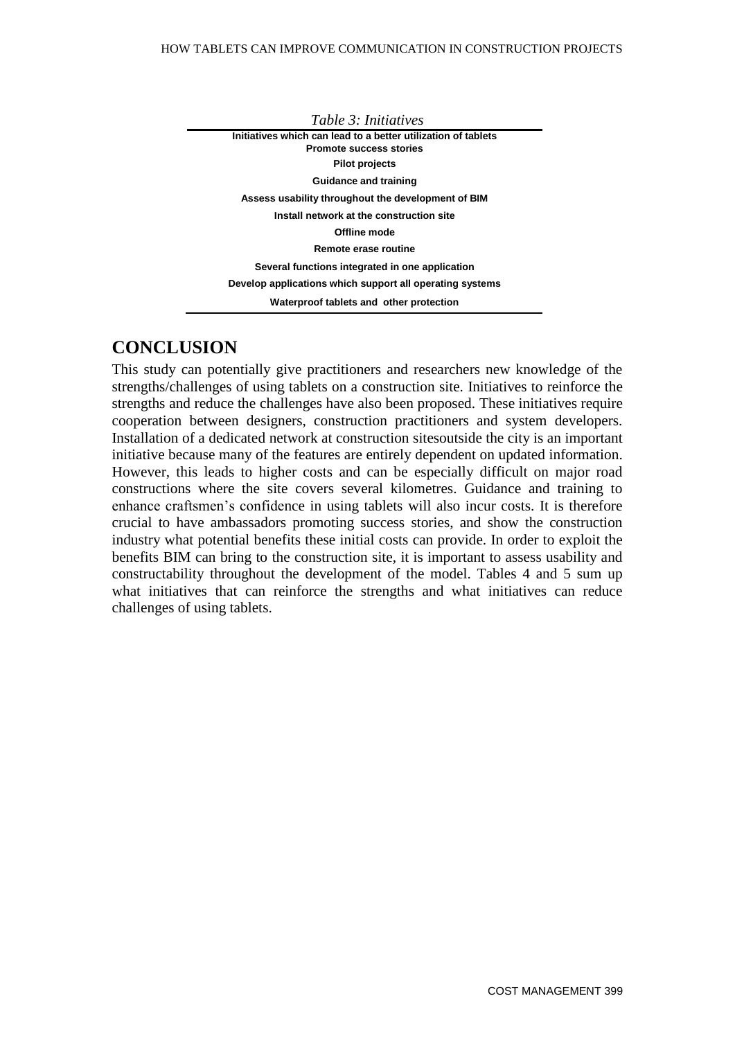*Table 3: Initiatives*

| Initiatives which can lead to a better utilization of tablets |
|---|
| Promote success stories |
| Pilot projects |
| Guidance and training |
| Assess usability throughout the development of BIM |
| Install network at the construction site |
| Offline mode |
| Remote erase routine |
| Several functions integrated in one application |
| Develop applications which support all operating systems |
| Waterproof tablets and other protection |

## CONCLUSION

This study can potentially give practitioners and researchers new knowledge of the strengths/challenges of using tablets on a construction site. Initiatives to reinforce the strengths and reduce the challenges have also been proposed. These initiatives require cooperation between designers, construction practitioners and system developers. Installation of a dedicated network at construction sitesoutside the city is an important initiative because many of the features are entirely dependent on updated information. However, this leads to higher costs and can be especially difficult on major road constructions where the site covers several kilometres. Guidance and training to enhance craftsmen's confidence in using tablets will also incur costs. It is therefore crucial to have ambassadors promoting success stories, and show the construction industry what potential benefits these initial costs can provide. In order to exploit the benefits BIM can bring to the construction site, it is important to assess usability and constructability throughout the development of the model. Tables 4 and 5 sum up what initiatives that can reinforce the strengths and what initiatives can reduce challenges of using tablets.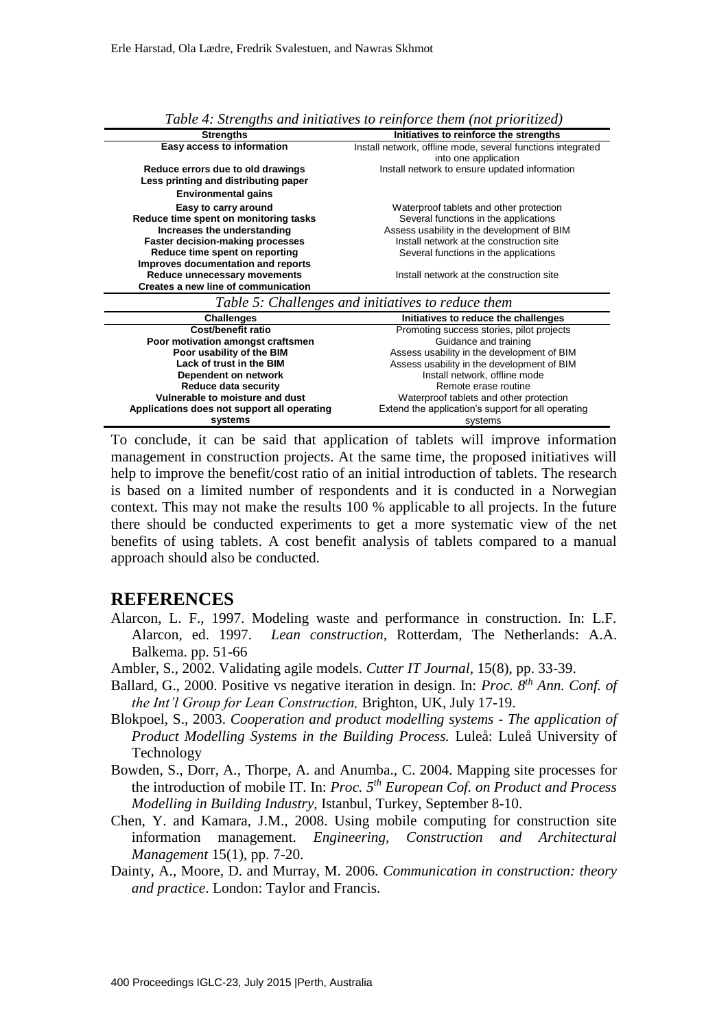*Table 4: Strengths and initiatives to reinforce them (not prioritized)*

| Strengths | Initiatives to reinforce the strengths |
|---|---|
| **Easy access to information** | Install network, offline mode, several functions integrated into one application |
| **Reduce errors due to old drawings** | Install network to ensure updated information |
| **Less printing and distributing paper** | |
| **Environmental gains** | |
| **Easy to carry around** | Waterproof tablets and other protection |
| **Reduce time spent on monitoring tasks** | Several functions in the applications |
| **Increases the understanding** | Assess usability in the development of BIM |
| **Faster decision-making processes** | Install network at the construction site |
| **Reduce time spent on reporting** | Several functions in the applications |
| **Improves documentation and reports** | |
| **Reduce unnecessary movements** | Install network at the construction site |
| **Creates a new line of communication** | |

*Table 5: Challenges and initiatives to reduce them*

| Challenges | Initiatives to reduce the challenges |
|---|---|
| **Cost/benefit ratio** | Promoting success stories, pilot projects |
| **Poor motivation amongst craftsmen** | Guidance and training |
| **Poor usability of the BIM** | Assess usability in the development of BIM |
| **Lack of trust in the BIM** | Assess usability in the development of BIM |
| **Dependent on network** | Install network, offline mode |
| **Reduce data security** | Remote erase routine |
| **Vulnerable to moisture and dust** | Waterproof tablets and other protection |
| **Applications does not support all operating systems** | Extend the application's support for all operating systems |

To conclude, it can be said that application of tablets will improve information management in construction projects. At the same time, the proposed initiatives will help to improve the benefit/cost ratio of an initial introduction of tablets. The research is based on a limited number of respondents and it is conducted in a Norwegian context. This may not make the results 100 % applicable to all projects. In the future there should be conducted experiments to get a more systematic view of the net benefits of using tablets. A cost benefit analysis of tablets compared to a manual approach should also be conducted.

## REFERENCES

Alarcon, L. F., 1997. Modeling waste and performance in construction. In: L.F. Alarcon, ed. 1997. *Lean construction*, Rotterdam, The Netherlands: A.A. Balkema. pp. 51-66

Ambler, S., 2002. Validating agile models. *Cutter IT Journal*, 15(8), pp. 33-39.

Ballard, G., 2000. Positive vs negative iteration in design. In: *Proc. 8th Ann. Conf. of the Int'l Group for Lean Construction,* Brighton, UK, July 17-19.

Blokpoel, S., 2003. *Cooperation and product modelling systems - The application of Product Modelling Systems in the Building Process.* Luleå: Luleå University of Technology

Bowden, S., Dorr, A., Thorpe, A. and Anumba., C. 2004. Mapping site processes for the introduction of mobile IT. In: *Proc. 5th European Cof. on Product and Process Modelling in Building Industry,* Istanbul, Turkey, September 8-10.

Chen, Y. and Kamara, J.M., 2008. Using mobile computing for construction site information management. *Engineering, Construction and Architectural Management* 15(1), pp. 7-20.

Dainty, A., Moore, D. and Murray, M. 2006. *Communication in construction: theory and practice*. London: Taylor and Francis.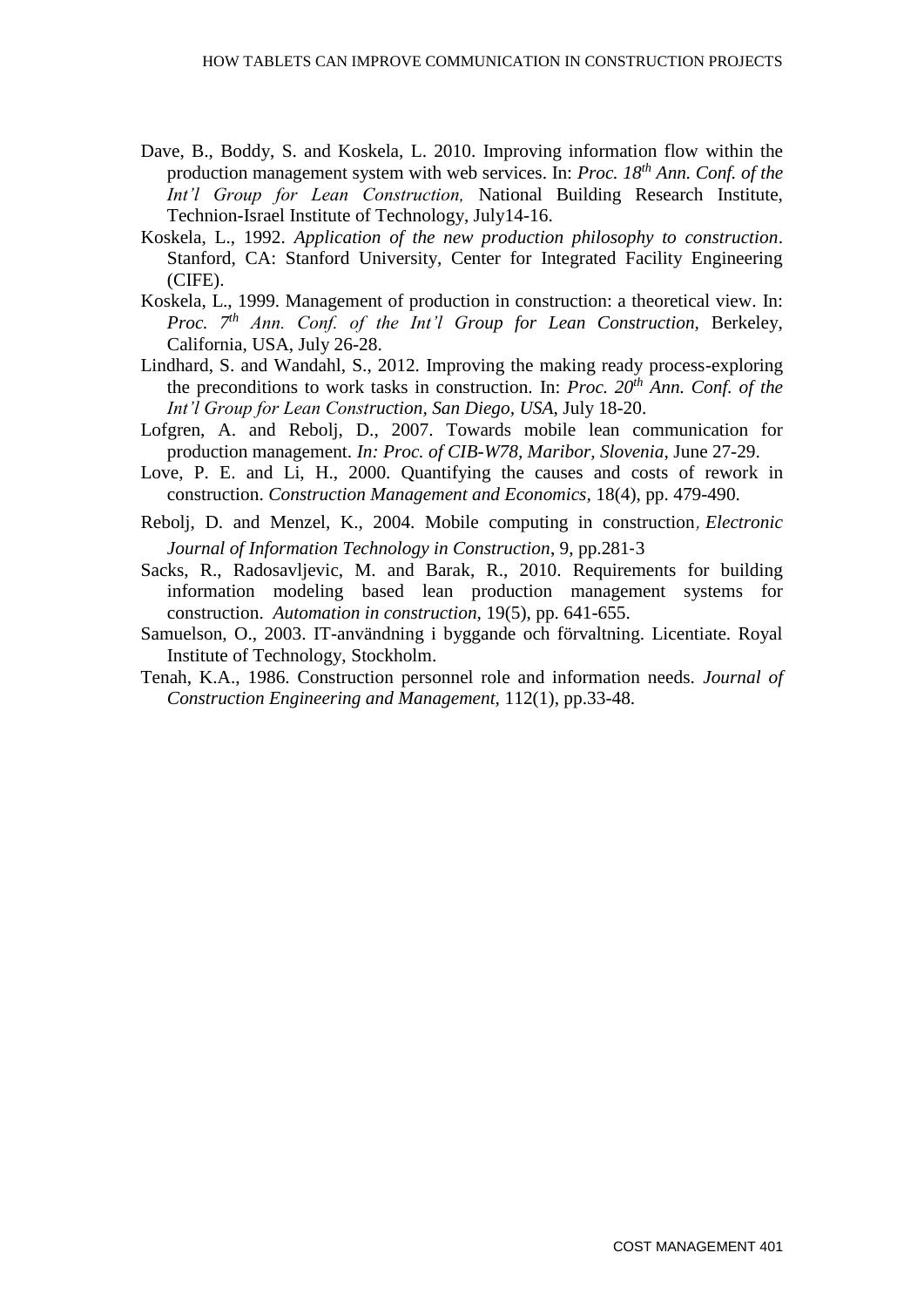Dave, B., Boddy, S. and Koskela, L. 2010. Improving information flow within the production management system with web services. In: *Proc. 18th Ann. Conf. of the Int'l Group for Lean Construction,* National Building Research Institute, Technion-Israel Institute of Technology, July14-16.

Koskela, L., 1992. *Application of the new production philosophy to construction*. Stanford, CA: Stanford University, Center for Integrated Facility Engineering (CIFE).

Koskela, L., 1999. Management of production in construction: a theoretical view. In: *Proc. 7th Ann. Conf. of the Int'l Group for Lean Construction*, Berkeley, California, USA, July 26-28.

Lindhard, S. and Wandahl, S., 2012. Improving the making ready process-exploring the preconditions to work tasks in construction. In: *Proc. 20th Ann. Conf. of the Int'l Group for Lean Construction, San Diego, USA*, July 18-20.

Lofgren, A. and Rebolj, D., 2007. Towards mobile lean communication for production management. *In: Proc. of CIB-W78, Maribor, Slovenia*, June 27-29.

Love, P. E. and Li, H., 2000. Quantifying the causes and costs of rework in construction. *Construction Management and Economics*, 18(4), pp. 479-490.

Rebolj, D. and Menzel, K., 2004. Mobile computing in construction*, Electronic Journal of Information Technology in Construction*, 9, pp.281-3

Sacks, R., Radosavljevic, M. and Barak, R., 2010. Requirements for building information modeling based lean production management systems for construction. *Automation in construction*, 19(5), pp. 641-655.

Samuelson, O., 2003. IT-användning i byggande och förvaltning. Licentiate. Royal Institute of Technology, Stockholm.

Tenah, K.A., 1986. Construction personnel role and information needs. *Journal of Construction Engineering and Management*, 112(1), pp.33-48.